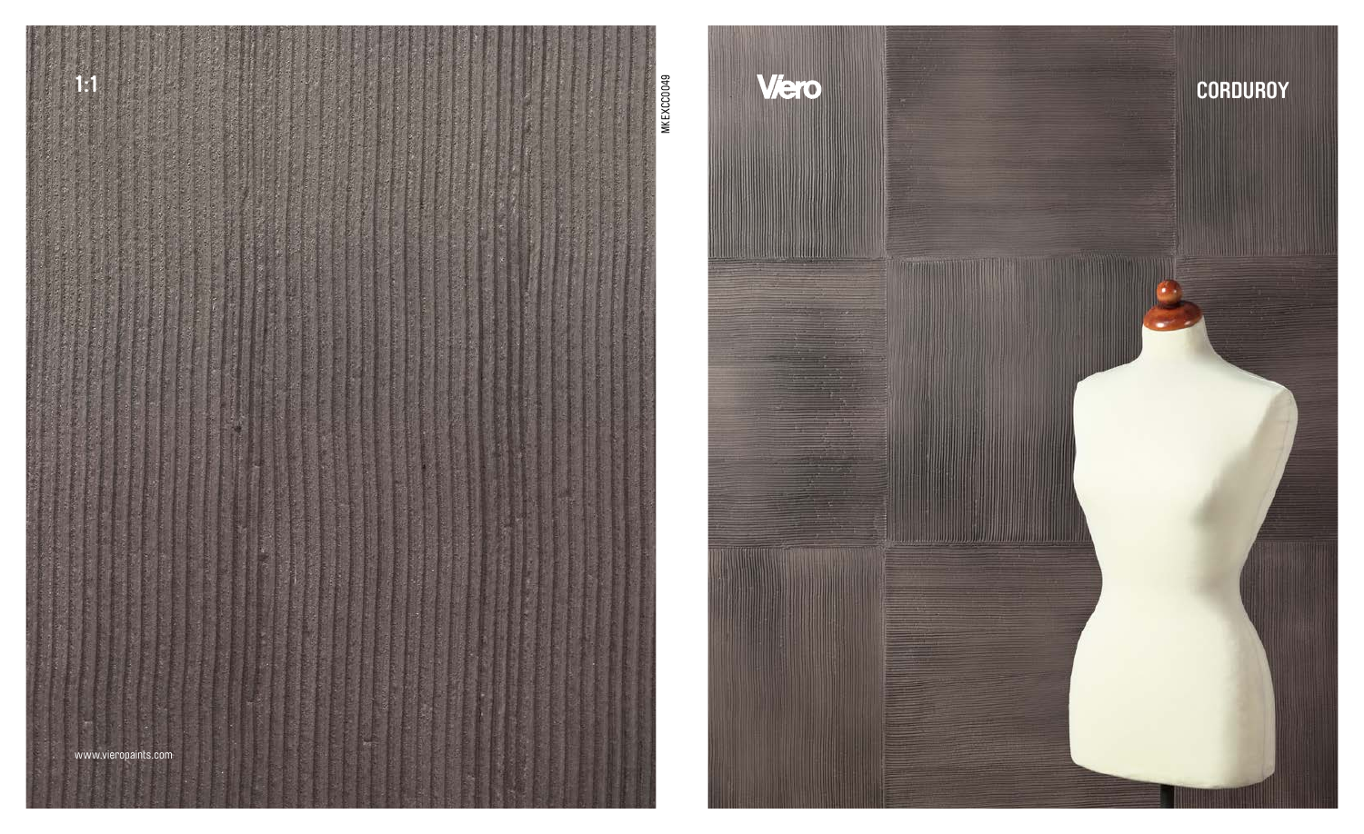1:1

www.vieropaints.com

MKEXCC0049

Viero

# CORDUROY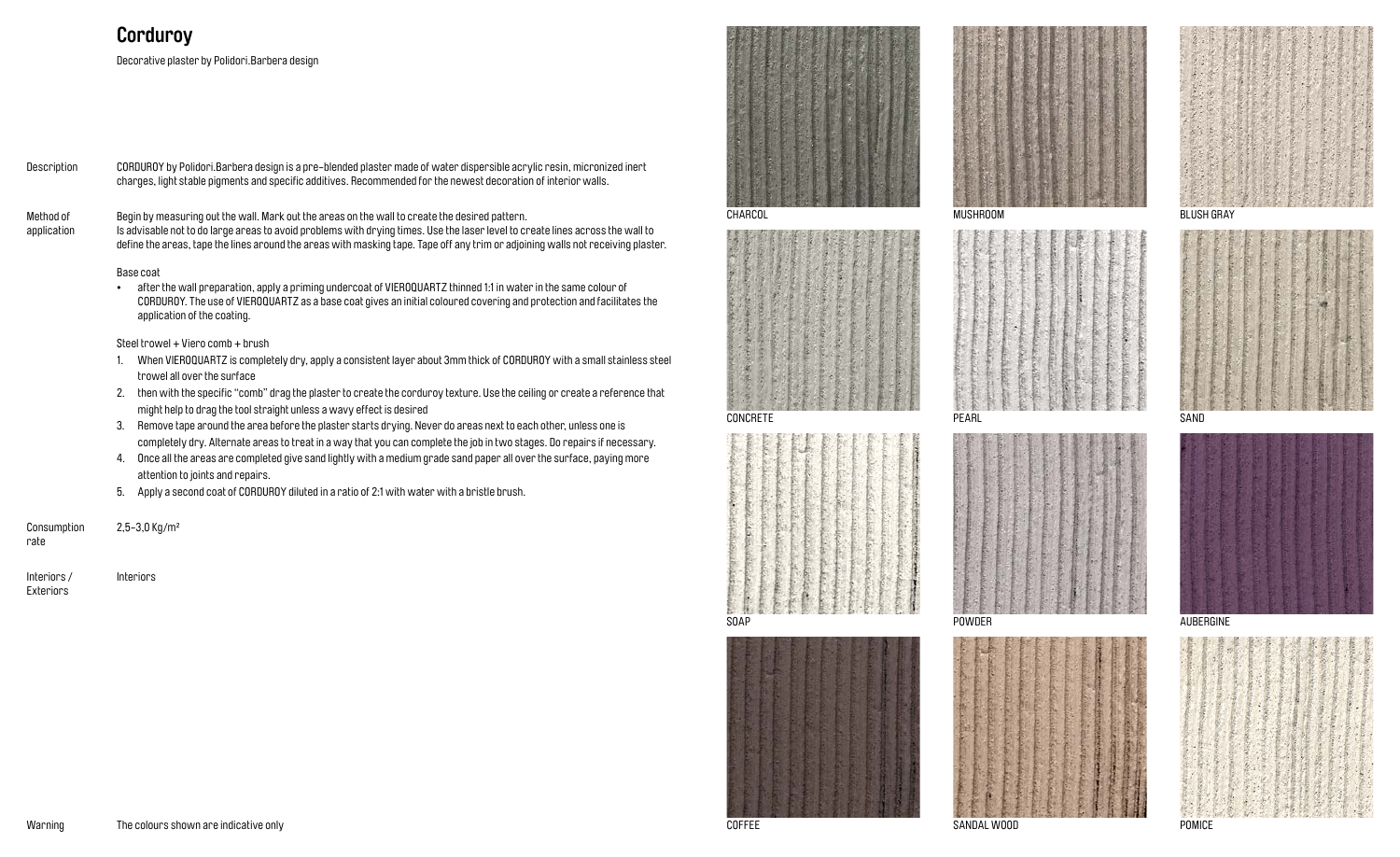# Corduroy

Decorative plaster by Polidori.Barbera design

**Description**

CORDUROY by Polidori.Barbera design is a pre-blended plaster made of water dispersible acrylic resin, micronized inert charges, light stable pigments and specific additives. Recommended for the newest decoration of interior walls.

**Method of application**

Begin by measuring out the wall. Mark out the areas on the wall to create the desired pattern.
Is advisable not to do large areas to avoid problems with drying times. Use the laser level to create lines across the wall to define the areas, tape the lines around the areas with masking tape. Tape off any trim or adjoining walls not receiving plaster.

Base coat

- after the wall preparation, apply a priming undercoat of VIEROQUARTZ thinned 1:1 in water in the same colour of CORDUROY. The use of VIEROQUARTZ as a base coat gives an initial coloured covering and protection and facilitates the application of the coating.

Steel trowel + Viero comb + brush

1. When VIEROQUARTZ is completely dry, apply a consistent layer about 3mm thick of CORDUROY with a small stainless steel trowel all over the surface
2. then with the specific "comb" drag the plaster to create the corduroy texture. Use the ceiling or create a reference that might help to drag the tool straight unless a wavy effect is desired
3. Remove tape around the area before the plaster starts drying. Never do areas next to each other, unless one is completely dry. Alternate areas to treat in a way that you can complete the job in two stages. Do repairs if necessary.
4. Once all the areas are completed give sand lightly with a medium grade sand paper all over the surface, paying more attention to joints and repairs.
5. Apply a second coat of CORDUROY diluted in a ratio of 2:1 with water with a bristle brush.

**Consumption rate**

2,5-3,0 Kg/m²

**Interiors / Exteriors**

Interiors

**Warning**

The colours shown are indicative only

CHARCOL

MUSHROOM

BLUSH GRAY

CONCRETE

PEARL

SAND

SOAP

POWDER

AUBERGINE

COFFEE

SANDAL WOOD

POMICE